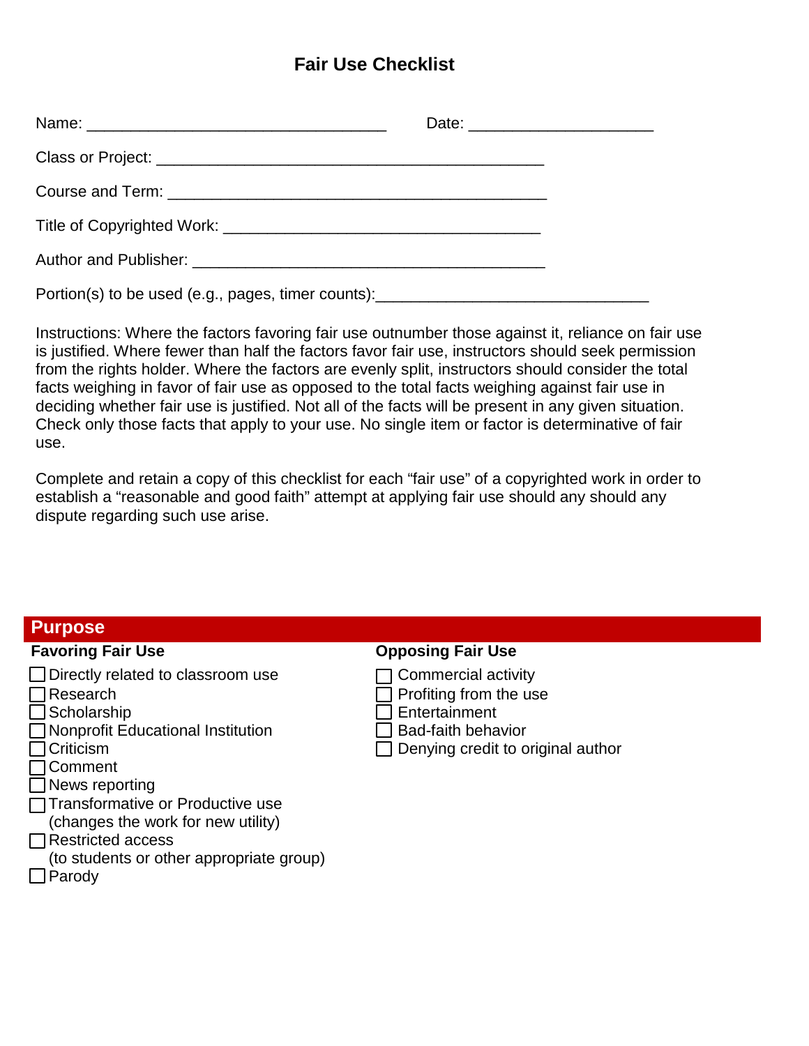# Fair Use Checklist

Name: ______________________________ Date: ____________________

Class or Project: ________________________________________

Course and Term: ________________________________________

Title of Copyrighted Work: ________________________________

Author and Publisher: ____________________________________

Portion(s) to be used (e.g., pages, timer counts):____________________________

Instructions: Where the factors favoring fair use outnumber those against it, reliance on fair use is justified. Where fewer than half the factors favor fair use, instructors should seek permission from the rights holder. Where the factors are evenly split, instructors should consider the total facts weighing in favor of fair use as opposed to the total facts weighing against fair use in deciding whether fair use is justified. Not all of the facts will be present in any given situation. Check only those facts that apply to your use. No single item or factor is determinative of fair use.

Complete and retain a copy of this checklist for each "fair use" of a copyrighted work in order to establish a "reasonable and good faith" attempt at applying fair use should any should any dispute regarding such use arise.

## Purpose

| Favoring Fair Use | Opposing Fair Use |
| --- | --- |
| ☐ Directly related to classroom use | ☐ Commercial activity |
| ☐ Research | ☐ Profiting from the use |
| ☐ Scholarship | ☐ Entertainment |
| ☐ Nonprofit Educational Institution | ☐ Bad-faith behavior |
| ☐ Criticism | ☐ Denying credit to original author |
| ☐ Comment | |
| ☐ News reporting | |
| ☐ Transformative or Productive use (changes the work for new utility) | |
| ☐ Restricted access (to students or other appropriate group) | |
| ☐ Parody | |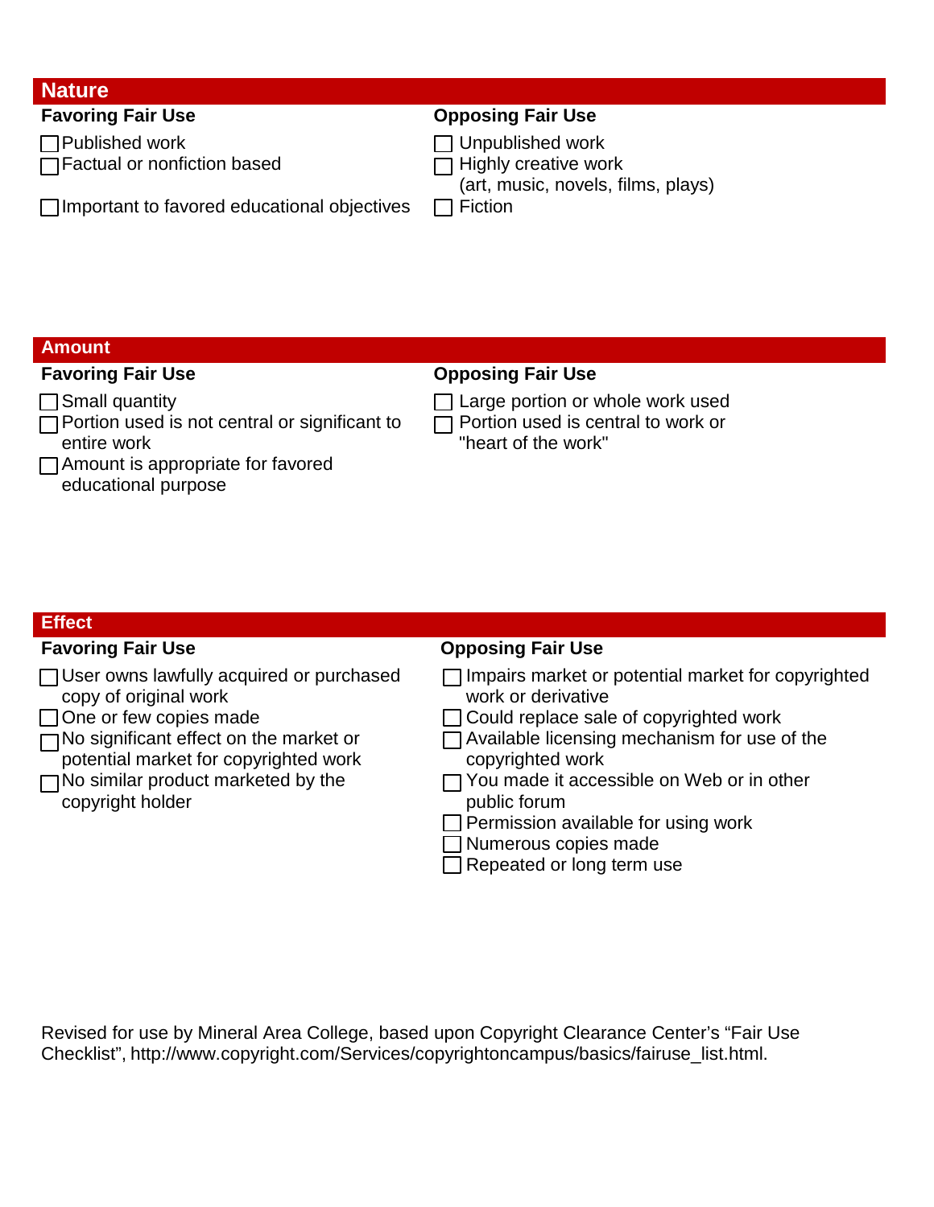## Nature

| Favoring Fair Use | Opposing Fair Use |
|---|---|
| ☐ Published work | ☐ Unpublished work |
| ☐ Factual or nonfiction based | ☐ Highly creative work (art, music, novels, films, plays) |
| ☐ Important to favored educational objectives | ☐ Fiction |

## Amount

| Favoring Fair Use | Opposing Fair Use |
|---|---|
| ☐ Small quantity | ☐ Large portion or whole work used |
| ☐ Portion used is not central or significant to entire work | ☐ Portion used is central to work or "heart of the work" |
| ☐ Amount is appropriate for favored educational purpose | |

## Effect

| Favoring Fair Use | Opposing Fair Use |
|---|---|
| ☐ User owns lawfully acquired or purchased copy of original work | ☐ Impairs market or potential market for copyrighted work or derivative |
| ☐ One or few copies made | ☐ Could replace sale of copyrighted work |
| ☐ No significant effect on the market or potential market for copyrighted work | ☐ Available licensing mechanism for use of the copyrighted work |
| ☐ No similar product marketed by the copyright holder | ☐ You made it accessible on Web or in other public forum |
| | ☐ Permission available for using work |
| | ☐ Numerous copies made |
| | ☐ Repeated or long term use |

Revised for use by Mineral Area College, based upon Copyright Clearance Center's "Fair Use Checklist", http://www.copyright.com/Services/copyrightoncampus/basics/fairuse_list.html.